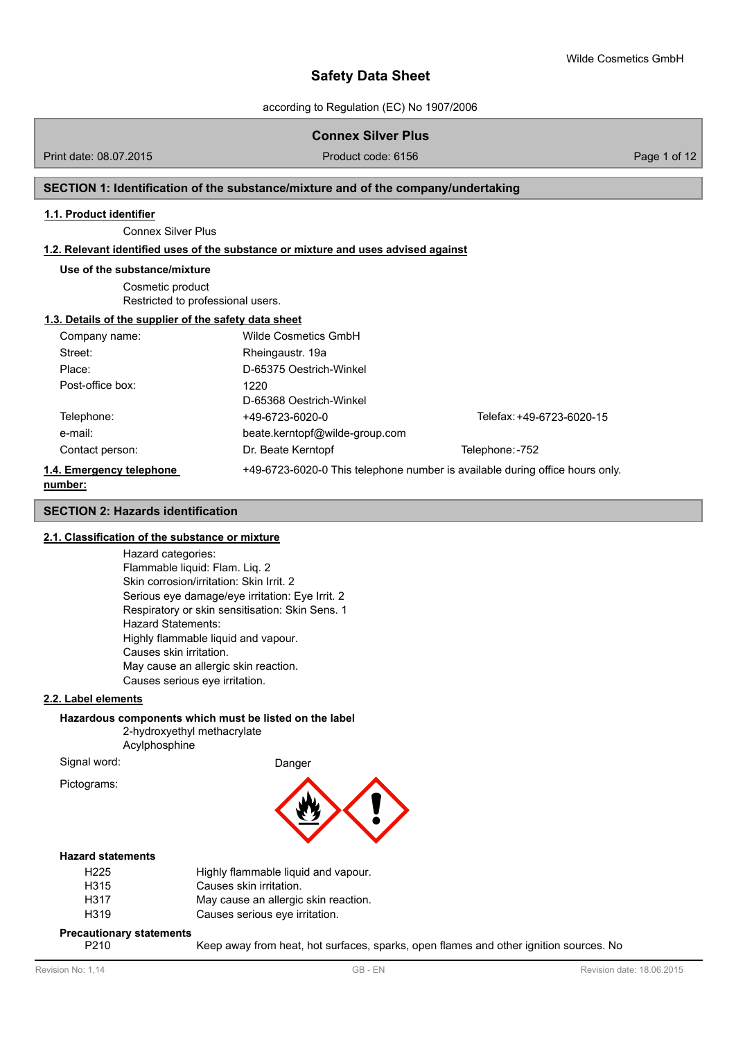# Safety Data Sheet

according to Regulation (EC) No 1907/2006

**Connex Silver Plus**

Print date: 08.07.2015 | Product code: 6156

## SECTION 1: Identification of the substance/mixture and of the company/undertaking

### 1.1. Product identifier

Connex Silver Plus

### 1.2. Relevant identified uses of the substance or mixture and uses advised against

**Use of the substance/mixture**

Cosmetic product
Restricted to professional users.

### 1.3. Details of the supplier of the safety data sheet

| | | |
|---|---|---|
| Company name: | Wilde Cosmetics GmbH | |
| Street: | Rheingaustr. 19a | |
| Place: | D-65375 Oestrich-Winkel | |
| Post-office box: | 1220<br>D-65368 Oestrich-Winkel | |
| Telephone: | +49-6723-6020-0 | Telefax: +49-6723-6020-15 |
| e-mail: | beate.kerntopf@wilde-group.com | |
| Contact person: | Dr. Beate Kerntopf | Telephone: -752 |

### 1.4. Emergency telephone number:

+49-6723-6020-0 This telephone number is available during office hours only.

## SECTION 2: Hazards identification

### 2.1. Classification of the substance or mixture

Hazard categories:
Flammable liquid: Flam. Liq. 2
Skin corrosion/irritation: Skin Irrit. 2
Serious eye damage/eye irritation: Eye Irrit. 2
Respiratory or skin sensitisation: Skin Sens. 1
Hazard Statements:
Highly flammable liquid and vapour.
Causes skin irritation.
May cause an allergic skin reaction.
Causes serious eye irritation.

### 2.2. Label elements

**Hazardous components which must be listed on the label**

2-hydroxyethyl methacrylate
Acylphosphine

Signal word: Danger

Pictograms:

**Hazard statements**

| | |
|---|---|
| H225 | Highly flammable liquid and vapour. |
| H315 | Causes skin irritation. |
| H317 | May cause an allergic skin reaction. |
| H319 | Causes serious eye irritation. |

**Precautionary statements**

P210 Keep away from heat, hot surfaces, sparks, open flames and other ignition sources. No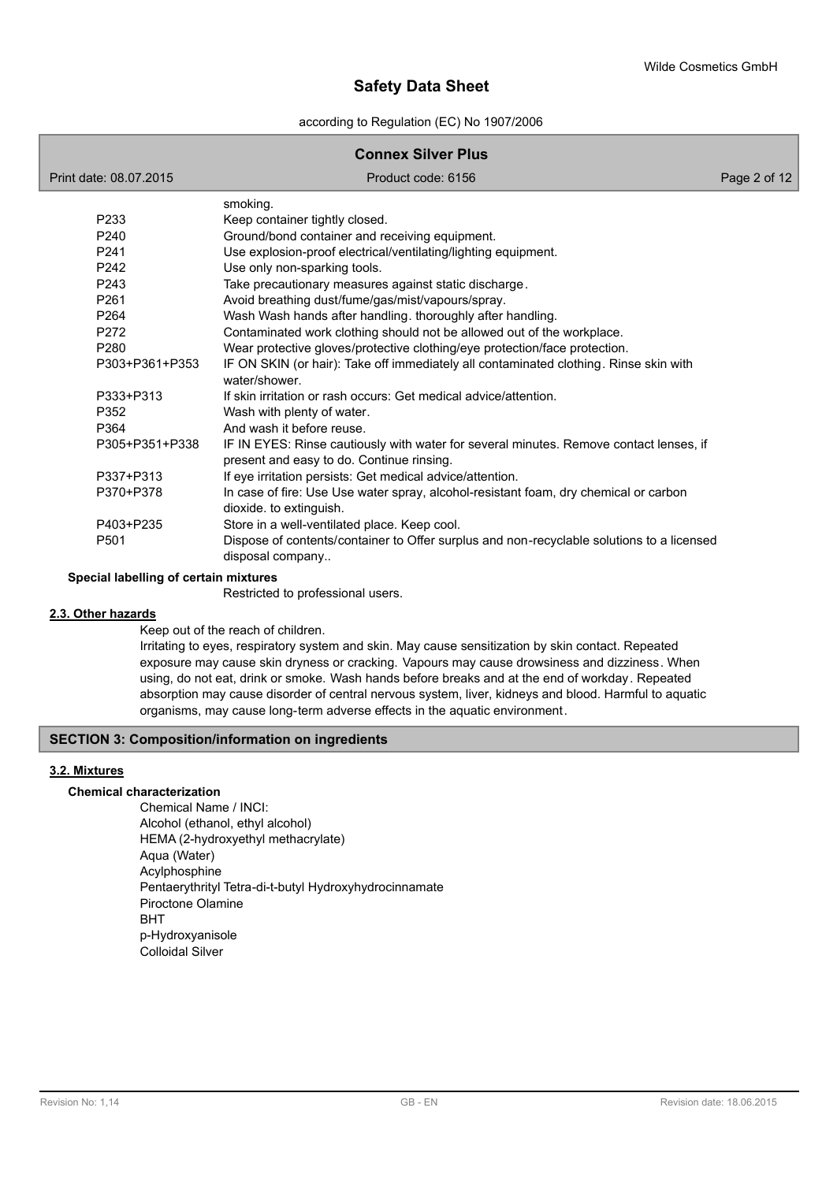smoking.

| | |
|---|---|
| P233 | Keep container tightly closed. |
| P240 | Ground/bond container and receiving equipment. |
| P241 | Use explosion-proof electrical/ventilating/lighting equipment. |
| P242 | Use only non-sparking tools. |
| P243 | Take precautionary measures against static discharge. |
| P261 | Avoid breathing dust/fume/gas/mist/vapours/spray. |
| P264 | Wash Wash hands after handling. thoroughly after handling. |
| P272 | Contaminated work clothing should not be allowed out of the workplace. |
| P280 | Wear protective gloves/protective clothing/eye protection/face protection. |
| P303+P361+P353 | IF ON SKIN (or hair): Take off immediately all contaminated clothing. Rinse skin with water/shower. |
| P333+P313 | If skin irritation or rash occurs: Get medical advice/attention. |
| P352 | Wash with plenty of water. |
| P364 | And wash it before reuse. |
| P305+P351+P338 | IF IN EYES: Rinse cautiously with water for several minutes. Remove contact lenses, if present and easy to do. Continue rinsing. |
| P337+P313 | If eye irritation persists: Get medical advice/attention. |
| P370+P378 | In case of fire: Use Use water spray, alcohol-resistant foam, dry chemical or carbon dioxide. to extinguish. |
| P403+P235 | Store in a well-ventilated place. Keep cool. |
| P501 | Dispose of contents/container to Offer surplus and non-recyclable solutions to a licensed disposal company.. |

**Special labelling of certain mixtures**

Restricted to professional users.

### 2.3. Other hazards

Keep out of the reach of children.

Irritating to eyes, respiratory system and skin. May cause sensitization by skin contact. Repeated exposure may cause skin dryness or cracking. Vapours may cause drowsiness and dizziness. When using, do not eat, drink or smoke. Wash hands before breaks and at the end of workday. Repeated absorption may cause disorder of central nervous system, liver, kidneys and blood. Harmful to aquatic organisms, may cause long-term adverse effects in the aquatic environment.

## SECTION 3: Composition/information on ingredients

### 3.2. Mixtures

**Chemical characterization**

Chemical Name / INCI:
Alcohol (ethanol, ethyl alcohol)
HEMA (2-hydroxyethyl methacrylate)
Aqua (Water)
Acylphosphine
Pentaerythrityl Tetra-di-t-butyl Hydroxyhydrocinnamate
Piroctone Olamine
BHT
p-Hydroxyanisole
Colloidal Silver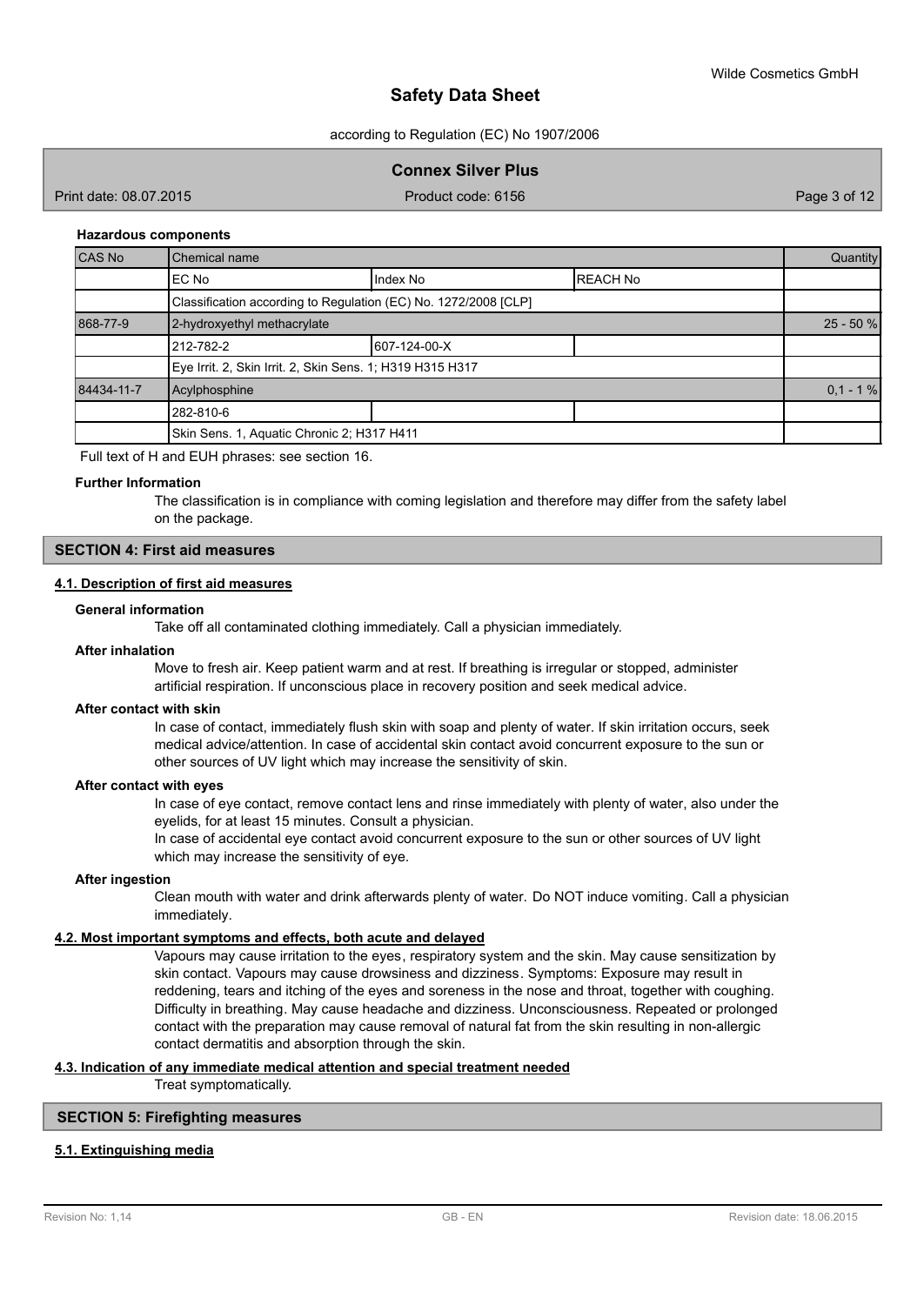**Hazardous components**

| CAS No | Chemical name | | | Quantity |
|---|---|---|---|---|
| | EC No | Index No | REACH No | |
| | Classification according to Regulation (EC) No. 1272/2008 [CLP] | | | |
| 868-77-9 | 2-hydroxyethyl methacrylate | | | 25 - 50 % |
| | 212-782-2 | 607-124-00-X | | |
| | Eye Irrit. 2, Skin Irrit. 2, Skin Sens. 1; H319 H315 H317 | | | |
| 84434-11-7 | Acylphosphine | | | 0,1 - 1 % |
| | 282-810-6 | | | |
| | Skin Sens. 1, Aquatic Chronic 2; H317 H411 | | | |

Full text of H and EUH phrases: see section 16.

**Further Information**

The classification is in compliance with coming legislation and therefore may differ from the safety label on the package.

## SECTION 4: First aid measures

### 4.1. Description of first aid measures

**General information**

Take off all contaminated clothing immediately. Call a physician immediately.

**After inhalation**

Move to fresh air. Keep patient warm and at rest. If breathing is irregular or stopped, administer artificial respiration. If unconscious place in recovery position and seek medical advice.

**After contact with skin**

In case of contact, immediately flush skin with soap and plenty of water. If skin irritation occurs, seek medical advice/attention. In case of accidental skin contact avoid concurrent exposure to the sun or other sources of UV light which may increase the sensitivity of skin.

**After contact with eyes**

In case of eye contact, remove contact lens and rinse immediately with plenty of water, also under the eyelids, for at least 15 minutes. Consult a physician.

In case of accidental eye contact avoid concurrent exposure to the sun or other sources of UV light which may increase the sensitivity of eye.

**After ingestion**

Clean mouth with water and drink afterwards plenty of water. Do NOT induce vomiting. Call a physician immediately.

### 4.2. Most important symptoms and effects, both acute and delayed

Vapours may cause irritation to the eyes, respiratory system and the skin. May cause sensitization by skin contact. Vapours may cause drowsiness and dizziness. Symptoms: Exposure may result in reddening, tears and itching of the eyes and soreness in the nose and throat, together with coughing. Difficulty in breathing. May cause headache and dizziness. Unconsciousness. Repeated or prolonged contact with the preparation may cause removal of natural fat from the skin resulting in non-allergic contact dermatitis and absorption through the skin.

### 4.3. Indication of any immediate medical attention and special treatment needed

Treat symptomatically.

## SECTION 5: Firefighting measures

### 5.1. Extinguishing media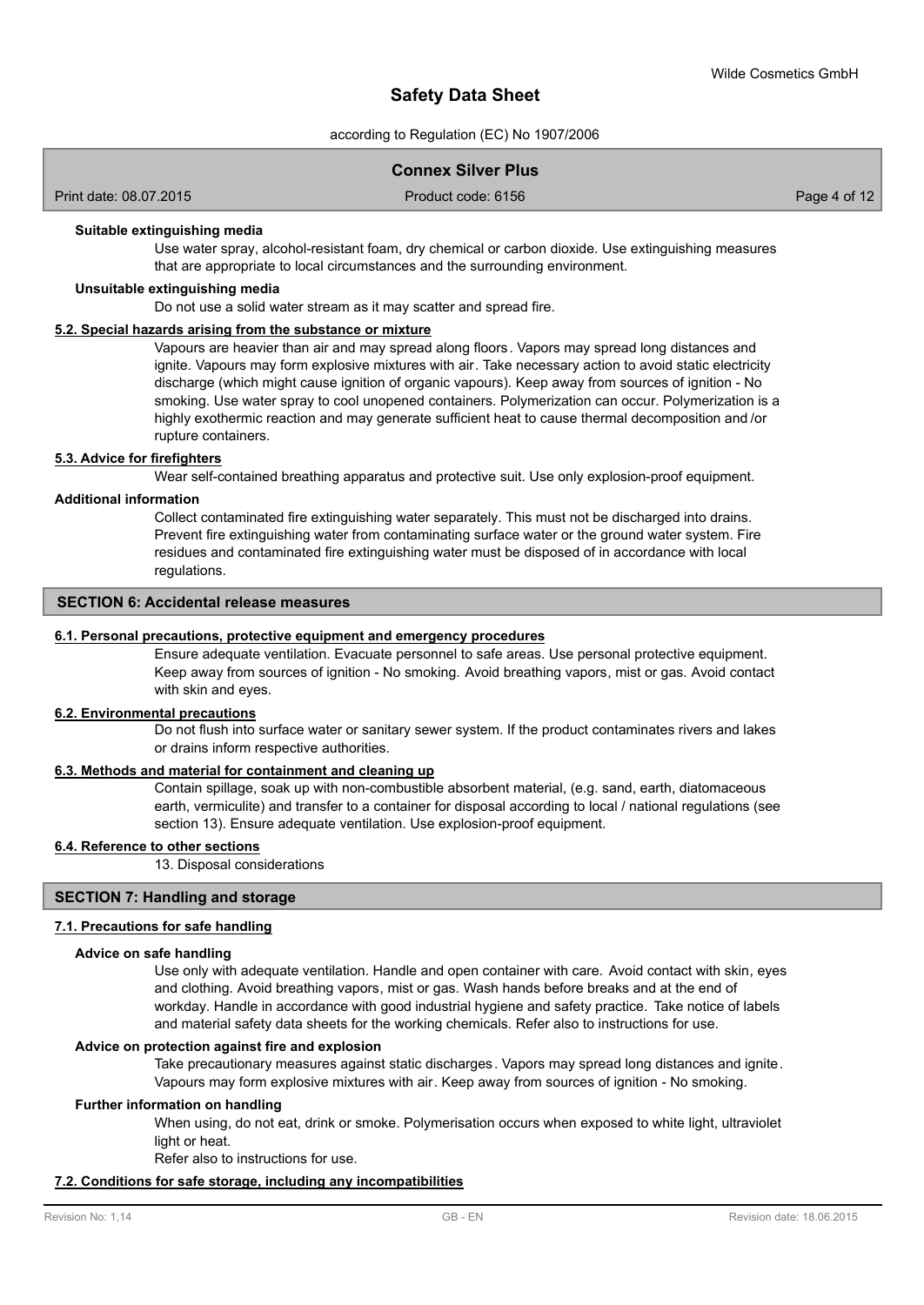#### Suitable extinguishing media

Use water spray, alcohol-resistant foam, dry chemical or carbon dioxide. Use extinguishing measures that are appropriate to local circumstances and the surrounding environment.

#### Unsuitable extinguishing media

Do not use a solid water stream as it may scatter and spread fire.

### 5.2. Special hazards arising from the substance or mixture

Vapours are heavier than air and may spread along floors. Vapors may spread long distances and ignite. Vapours may form explosive mixtures with air. Take necessary action to avoid static electricity discharge (which might cause ignition of organic vapours). Keep away from sources of ignition - No smoking. Use water spray to cool unopened containers. Polymerization can occur. Polymerization is a highly exothermic reaction and may generate sufficient heat to cause thermal decomposition and /or rupture containers.

### 5.3. Advice for firefighters

Wear self-contained breathing apparatus and protective suit. Use only explosion-proof equipment.

#### Additional information

Collect contaminated fire extinguishing water separately. This must not be discharged into drains. Prevent fire extinguishing water from contaminating surface water or the ground water system. Fire residues and contaminated fire extinguishing water must be disposed of in accordance with local regulations.

## SECTION 6: Accidental release measures

### 6.1. Personal precautions, protective equipment and emergency procedures

Ensure adequate ventilation. Evacuate personnel to safe areas. Use personal protective equipment. Keep away from sources of ignition - No smoking. Avoid breathing vapors, mist or gas. Avoid contact with skin and eyes.

### 6.2. Environmental precautions

Do not flush into surface water or sanitary sewer system. If the product contaminates rivers and lakes or drains inform respective authorities.

### 6.3. Methods and material for containment and cleaning up

Contain spillage, soak up with non-combustible absorbent material, (e.g. sand, earth, diatomaceous earth, vermiculite) and transfer to a container for disposal according to local / national regulations (see section 13). Ensure adequate ventilation. Use explosion-proof equipment.

### 6.4. Reference to other sections

13. Disposal considerations

## SECTION 7: Handling and storage

### 7.1. Precautions for safe handling

#### Advice on safe handling

Use only with adequate ventilation. Handle and open container with care. Avoid contact with skin, eyes and clothing. Avoid breathing vapors, mist or gas. Wash hands before breaks and at the end of workday. Handle in accordance with good industrial hygiene and safety practice. Take notice of labels and material safety data sheets for the working chemicals. Refer also to instructions for use.

#### Advice on protection against fire and explosion

Take precautionary measures against static discharges. Vapors may spread long distances and ignite. Vapours may form explosive mixtures with air. Keep away from sources of ignition - No smoking.

#### Further information on handling

When using, do not eat, drink or smoke. Polymerisation occurs when exposed to white light, ultraviolet light or heat.

Refer also to instructions for use.

### 7.2. Conditions for safe storage, including any incompatibilities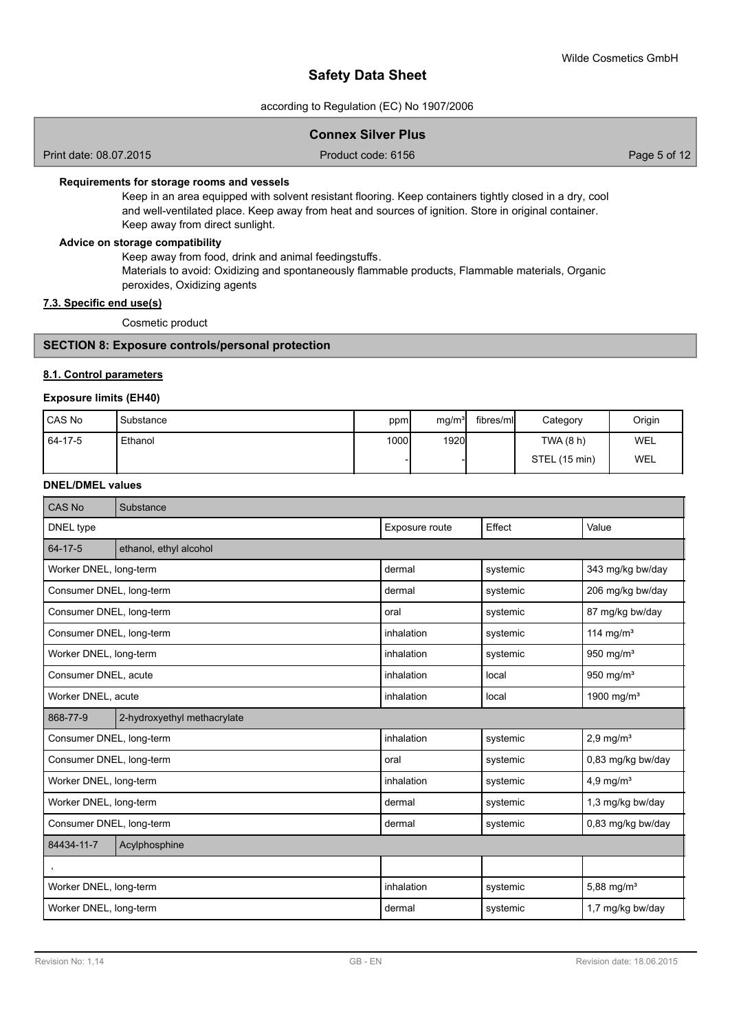#### Requirements for storage rooms and vessels

Keep in an area equipped with solvent resistant flooring. Keep containers tightly closed in a dry, cool and well-ventilated place. Keep away from heat and sources of ignition. Store in original container. Keep away from direct sunlight.

#### Advice on storage compatibility

Keep away from food, drink and animal feedingstuffs.
Materials to avoid: Oxidizing and spontaneously flammable products, Flammable materials, Organic peroxides, Oxidizing agents

#### 7.3. Specific end use(s)

Cosmetic product

## SECTION 8: Exposure controls/personal protection

### 8.1. Control parameters

#### Exposure limits (EH40)

| CAS No | Substance | ppm | mg/m³ | fibres/ml | Category | Origin |
|---|---|---|---|---|---|---|
| 64-17-5 | Ethanol | 1000 | 1920 | | TWA (8 h) | WEL |
| | | - | - | | STEL (15 min) | WEL |

#### DNEL/DMEL values

| CAS No | Substance | | | |
|---|---|---|---|---|
| DNEL type | | Exposure route | Effect | Value |
| 64-17-5 | ethanol, ethyl alcohol | | | |
| Worker DNEL, long-term | | dermal | systemic | 343 mg/kg bw/day |
| Consumer DNEL, long-term | | dermal | systemic | 206 mg/kg bw/day |
| Consumer DNEL, long-term | | oral | systemic | 87 mg/kg bw/day |
| Consumer DNEL, long-term | | inhalation | systemic | 114 mg/m³ |
| Worker DNEL, long-term | | inhalation | systemic | 950 mg/m³ |
| Consumer DNEL, acute | | inhalation | local | 950 mg/m³ |
| Worker DNEL, acute | | inhalation | local | 1900 mg/m³ |
| 868-77-9 | 2-hydroxyethyl methacrylate | | | |
| Consumer DNEL, long-term | | inhalation | systemic | 2,9 mg/m³ |
| Consumer DNEL, long-term | | oral | systemic | 0,83 mg/kg bw/day |
| Worker DNEL, long-term | | inhalation | systemic | 4,9 mg/m³ |
| Worker DNEL, long-term | | dermal | systemic | 1,3 mg/kg bw/day |
| Consumer DNEL, long-term | | dermal | systemic | 0,83 mg/kg bw/day |
| 84434-11-7 | Acylphosphine | | | |
| , | | | | |
| Worker DNEL, long-term | | inhalation | systemic | 5,88 mg/m³ |
| Worker DNEL, long-term | | dermal | systemic | 1,7 mg/kg bw/day |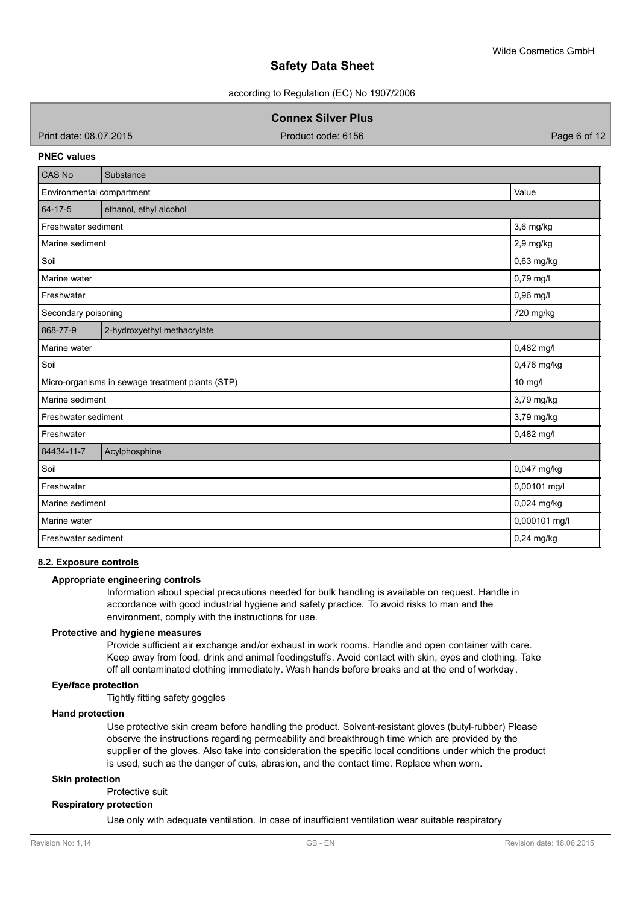**PNEC values**

| CAS No | Substance | |
|---|---|---|
| Environmental compartment | | Value |
| 64-17-5 | ethanol, ethyl alcohol | |
| Freshwater sediment | | 3,6 mg/kg |
| Marine sediment | | 2,9 mg/kg |
| Soil | | 0,63 mg/kg |
| Marine water | | 0,79 mg/l |
| Freshwater | | 0,96 mg/l |
| Secondary poisoning | | 720 mg/kg |
| 868-77-9 | 2-hydroxyethyl methacrylate | |
| Marine water | | 0,482 mg/l |
| Soil | | 0,476 mg/kg |
| Micro-organisms in sewage treatment plants (STP) | | 10 mg/l |
| Marine sediment | | 3,79 mg/kg |
| Freshwater sediment | | 3,79 mg/kg |
| Freshwater | | 0,482 mg/l |
| 84434-11-7 | Acylphosphine | |
| Soil | | 0,047 mg/kg |
| Freshwater | | 0,00101 mg/l |
| Marine sediment | | 0,024 mg/kg |
| Marine water | | 0,000101 mg/l |
| Freshwater sediment | | 0,24 mg/kg |

## 8.2. Exposure controls

**Appropriate engineering controls**

Information about special precautions needed for bulk handling is available on request. Handle in accordance with good industrial hygiene and safety practice. To avoid risks to man and the environment, comply with the instructions for use.

**Protective and hygiene measures**

Provide sufficient air exchange and/or exhaust in work rooms. Handle and open container with care. Keep away from food, drink and animal feedingstuffs. Avoid contact with skin, eyes and clothing. Take off all contaminated clothing immediately. Wash hands before breaks and at the end of workday.

**Eye/face protection**

Tightly fitting safety goggles

**Hand protection**

Use protective skin cream before handling the product. Solvent-resistant gloves (butyl-rubber) Please observe the instructions regarding permeability and breakthrough time which are provided by the supplier of the gloves. Also take into consideration the specific local conditions under which the product is used, such as the danger of cuts, abrasion, and the contact time. Replace when worn.

**Skin protection**

Protective suit

**Respiratory protection**

Use only with adequate ventilation. In case of insufficient ventilation wear suitable respiratory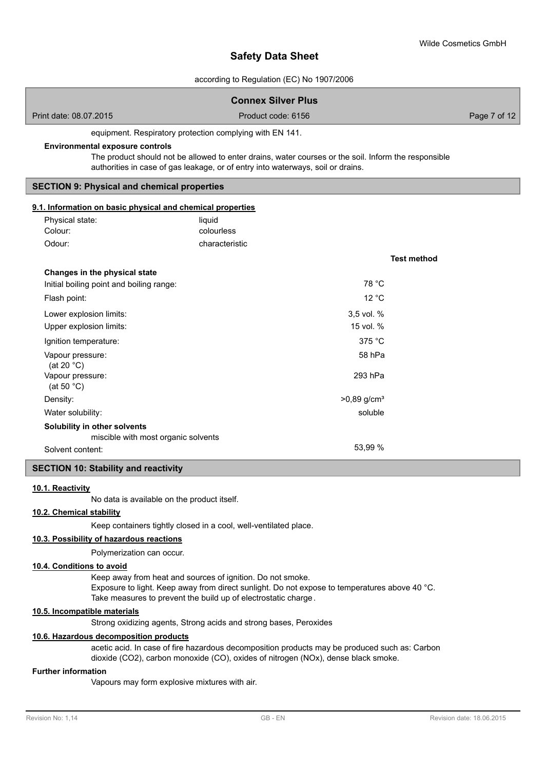equipment. Respiratory protection complying with EN 141.

**Environmental exposure controls**

The product should not be allowed to enter drains, water courses or the soil. Inform the responsible authorities in case of gas leakage, or of entry into waterways, soil or drains.

## SECTION 9: Physical and chemical properties

### 9.1. Information on basic physical and chemical properties

| | |
|---|---|
| Physical state: | liquid |
| Colour: | colourless |
| Odour: | characteristic |

| | | Test method |
|---|---|---|
| **Changes in the physical state** | | |
| Initial boiling point and boiling range: | 78 °C | |
| Flash point: | 12 °C | |
| Lower explosion limits: | 3,5 vol. % | |
| Upper explosion limits: | 15 vol. % | |
| Ignition temperature: | 375 °C | |
| Vapour pressure: (at 20 °C) | 58 hPa | |
| Vapour pressure: (at 50 °C) | 293 hPa | |
| Density: | >0,89 g/cm³ | |
| Water solubility: | soluble | |
| **Solubility in other solvents** | | |
| miscible with most organic solvents | | |
| Solvent content: | 53,99 % | |

## SECTION 10: Stability and reactivity

### 10.1. Reactivity

No data is available on the product itself.

### 10.2. Chemical stability

Keep containers tightly closed in a cool, well-ventilated place.

### 10.3. Possibility of hazardous reactions

Polymerization can occur.

### 10.4. Conditions to avoid

Keep away from heat and sources of ignition. Do not smoke.
Exposure to light. Keep away from direct sunlight. Do not expose to temperatures above 40 °C.
Take measures to prevent the build up of electrostatic charge.

### 10.5. Incompatible materials

Strong oxidizing agents, Strong acids and strong bases, Peroxides

### 10.6. Hazardous decomposition products

acetic acid. In case of fire hazardous decomposition products may be produced such as: Carbon dioxide ($CO_2$), carbon monoxide (CO), oxides of nitrogen ($NO_x$), dense black smoke.

**Further information**

Vapours may form explosive mixtures with air.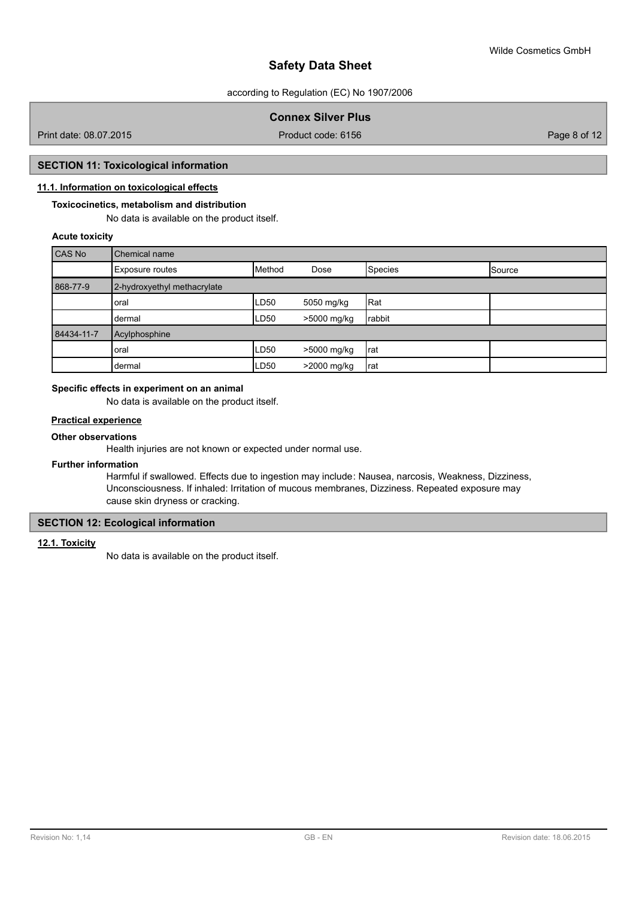## SECTION 11: Toxicological information

### 11.1. Information on toxicological effects

**Toxicocinetics, metabolism and distribution**

No data is available on the product itself.

**Acute toxicity**

| CAS No | Chemical name | | | | |
|---|---|---|---|---|---|
| | Exposure routes | Method | Dose | Species | Source |
| 868-77-9 | 2-hydroxyethyl methacrylate | | | | |
| | oral | LD50 | 5050 mg/kg | Rat | |
| | dermal | LD50 | >5000 mg/kg | rabbit | |
| 84434-11-7 | Acylphosphine | | | | |
| | oral | LD50 | >5000 mg/kg | rat | |
| | dermal | LD50 | >2000 mg/kg | rat | |

**Specific effects in experiment on an animal**

No data is available on the product itself.

**Practical experience**

**Other observations**

Health injuries are not known or expected under normal use.

**Further information**

Harmful if swallowed. Effects due to ingestion may include: Nausea, narcosis, Weakness, Dizziness, Unconsciousness. If inhaled: Irritation of mucous membranes, Dizziness. Repeated exposure may cause skin dryness or cracking.

## SECTION 12: Ecological information

### 12.1. Toxicity

No data is available on the product itself.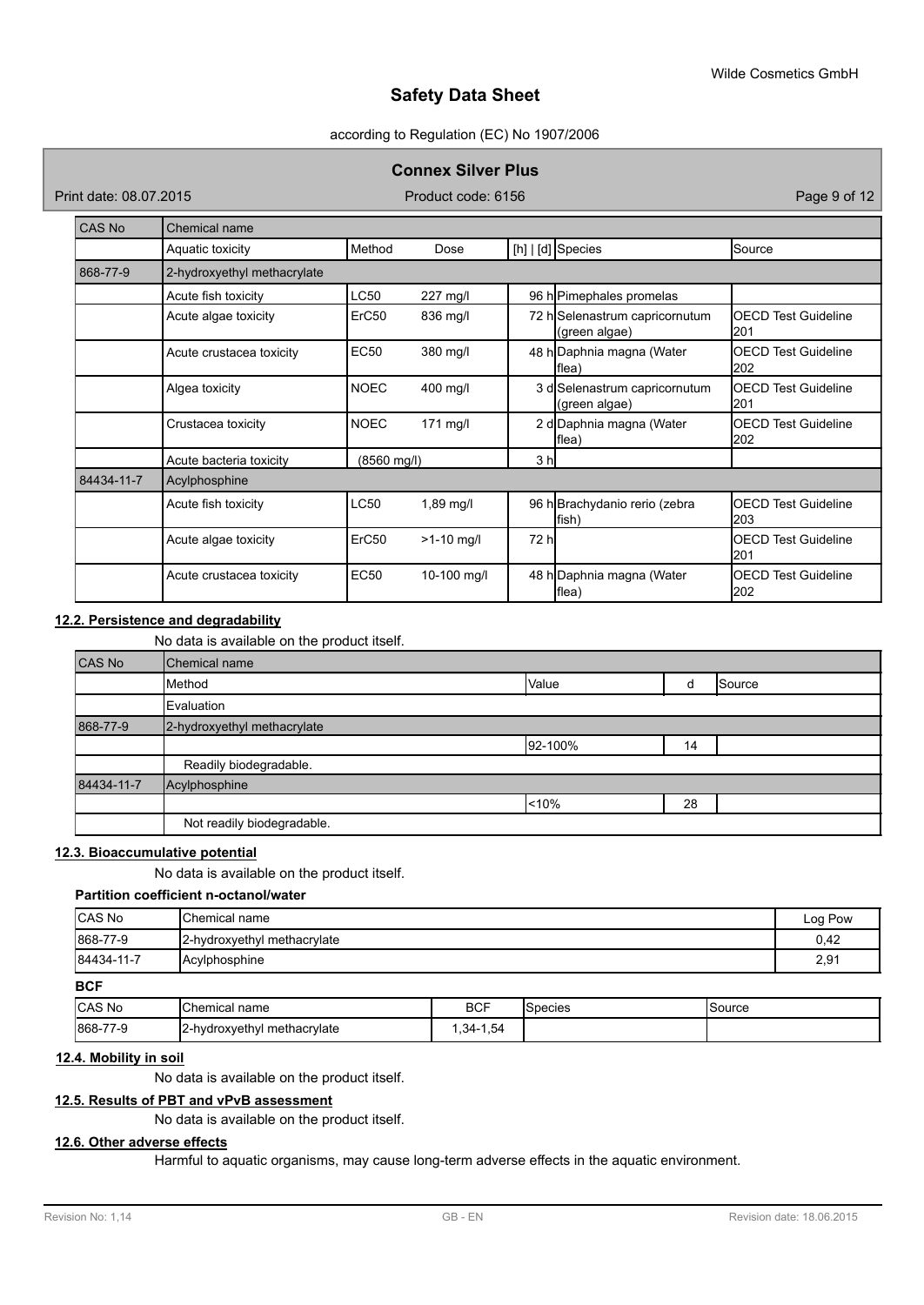| CAS No | Chemical name | | | | | |
|---|---|---|---|---|---|---|
| | Aquatic toxicity | Method | Dose | [h] \| [d] | Species | Source |
| 868-77-9 | 2-hydroxyethyl methacrylate | | | | | |
| | Acute fish toxicity | LC50 | 227 mg/l | 96 h | Pimephales promelas | |
| | Acute algae toxicity | ErC50 | 836 mg/l | 72 h | Selenastrum capricornutum (green algae) | OECD Test Guideline 201 |
| | Acute crustacea toxicity | EC50 | 380 mg/l | 48 h | Daphnia magna (Water flea) | OECD Test Guideline 202 |
| | Algea toxicity | NOEC | 400 mg/l | 3 d | Selenastrum capricornutum (green algae) | OECD Test Guideline 201 |
| | Crustacea toxicity | NOEC | 171 mg/l | 2 d | Daphnia magna (Water flea) | OECD Test Guideline 202 |
| | Acute bacteria toxicity | (8560 mg/l) | | 3 h | | |
| 84434-11-7 | Acylphosphine | | | | | |
| | Acute fish toxicity | LC50 | 1,89 mg/l | 96 h | Brachydanio rerio (zebra fish) | OECD Test Guideline 203 |
| | Acute algae toxicity | ErC50 | >1-10 mg/l | 72 h | | OECD Test Guideline 201 |
| | Acute crustacea toxicity | EC50 | 10-100 mg/l | 48 h | Daphnia magna (Water flea) | OECD Test Guideline 202 |

## 12.2. Persistence and degradability

No data is available on the product itself.

| CAS No | Chemical name | | | |
|---|---|---|---|---|
| | Method | Value | d | Source |
| | Evaluation | | | |
| 868-77-9 | 2-hydroxyethyl methacrylate | | | |
| | | 92-100% | 14 | |
| | Readily biodegradable. | | | |
| 84434-11-7 | Acylphosphine | | | |
| | | <10% | 28 | |
| | Not readily biodegradable. | | | |

## 12.3. Bioaccumulative potential

No data is available on the product itself.

**Partition coefficient n-octanol/water**

| CAS No | Chemical name | Log Pow |
|---|---|---|
| 868-77-9 | 2-hydroxyethyl methacrylate | 0,42 |
| 84434-11-7 | Acylphosphine | 2,91 |

**BCF**

| CAS No | Chemical name | BCF | Species | Source |
|---|---|---|---|---|
| 868-77-9 | 2-hydroxyethyl methacrylate | 1,34-1,54 | | |

## 12.4. Mobility in soil

No data is available on the product itself.

## 12.5. Results of PBT and vPvB assessment

No data is available on the product itself.

## 12.6. Other adverse effects

Harmful to aquatic organisms, may cause long-term adverse effects in the aquatic environment.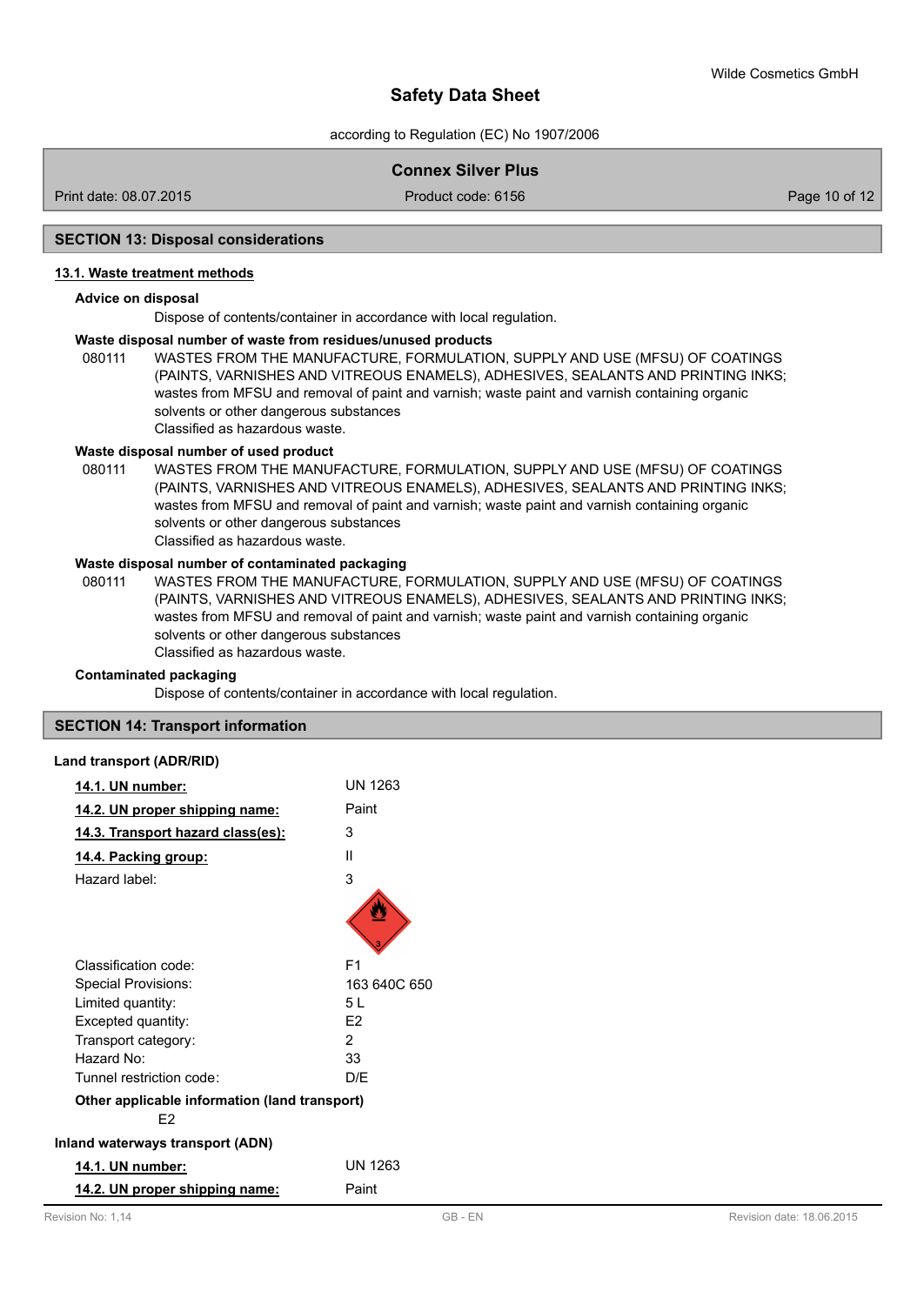## SECTION 13: Disposal considerations

### 13.1. Waste treatment methods

**Advice on disposal**

Dispose of contents/container in accordance with local regulation.

**Waste disposal number of waste from residues/unused products**

080111 WASTES FROM THE MANUFACTURE, FORMULATION, SUPPLY AND USE (MFSU) OF COATINGS (PAINTS, VARNISHES AND VITREOUS ENAMELS), ADHESIVES, SEALANTS AND PRINTING INKS; wastes from MFSU and removal of paint and varnish; waste paint and varnish containing organic solvents or other dangerous substances
Classified as hazardous waste.

**Waste disposal number of used product**

080111 WASTES FROM THE MANUFACTURE, FORMULATION, SUPPLY AND USE (MFSU) OF COATINGS (PAINTS, VARNISHES AND VITREOUS ENAMELS), ADHESIVES, SEALANTS AND PRINTING INKS; wastes from MFSU and removal of paint and varnish; waste paint and varnish containing organic solvents or other dangerous substances
Classified as hazardous waste.

**Waste disposal number of contaminated packaging**

080111 WASTES FROM THE MANUFACTURE, FORMULATION, SUPPLY AND USE (MFSU) OF COATINGS (PAINTS, VARNISHES AND VITREOUS ENAMELS), ADHESIVES, SEALANTS AND PRINTING INKS; wastes from MFSU and removal of paint and varnish; waste paint and varnish containing organic solvents or other dangerous substances
Classified as hazardous waste.

**Contaminated packaging**

Dispose of contents/container in accordance with local regulation.

## SECTION 14: Transport information

**Land transport (ADR/RID)**

| | |
|---|---|
| **14.1. UN number:** | UN 1263 |
| **14.2. UN proper shipping name:** | Paint |
| **14.3. Transport hazard class(es):** | 3 |
| **14.4. Packing group:** | II |
| Hazard label: | 3 |
| Classification code: | F1 |
| Special Provisions: | 163 640C 650 |
| Limited quantity: | 5 L |
| Excepted quantity: | E2 |
| Transport category: | 2 |
| Hazard No: | 33 |
| Tunnel restriction code: | D/E |

**Other applicable information (land transport)**

E2

**Inland waterways transport (ADN)**

| | |
|---|---|
| **14.1. UN number:** | UN 1263 |
| **14.2. UN proper shipping name:** | Paint |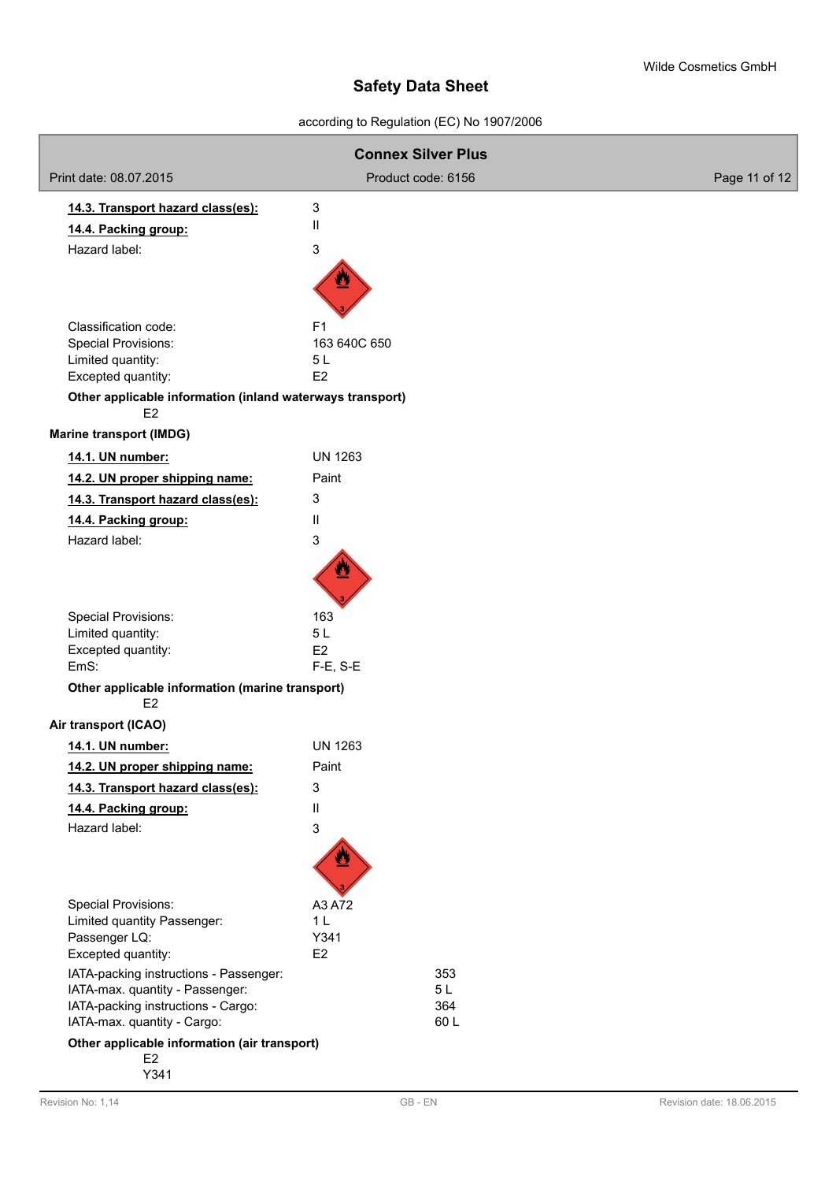**14.3. Transport hazard class(es):** 3

**14.4. Packing group:** II

Hazard label: 3

Classification code: F1

Special Provisions: 163 640C 650

Limited quantity: 5 L

Excepted quantity: E2

**Other applicable information (inland waterways transport)**

E2

**Marine transport (IMDG)**

**14.1. UN number:** UN 1263

**14.2. UN proper shipping name:** Paint

**14.3. Transport hazard class(es):** 3

**14.4. Packing group:** II

Hazard label: 3

Special Provisions: 163

Limited quantity: 5 L

Excepted quantity: E2

EmS: F-E, S-E

**Other applicable information (marine transport)**

E2

**Air transport (ICAO)**

**14.1. UN number:** UN 1263

**14.2. UN proper shipping name:** Paint

**14.3. Transport hazard class(es):** 3

**14.4. Packing group:** II

Hazard label: 3

Special Provisions: A3 A72

Limited quantity Passenger: 1 L

Passenger LQ: Y341

Excepted quantity: E2

IATA-packing instructions - Passenger: 353

IATA-max. quantity - Passenger: 5 L

IATA-packing instructions - Cargo: 364

IATA-max. quantity - Cargo: 60 L

**Other applicable information (air transport)**

E2

Y341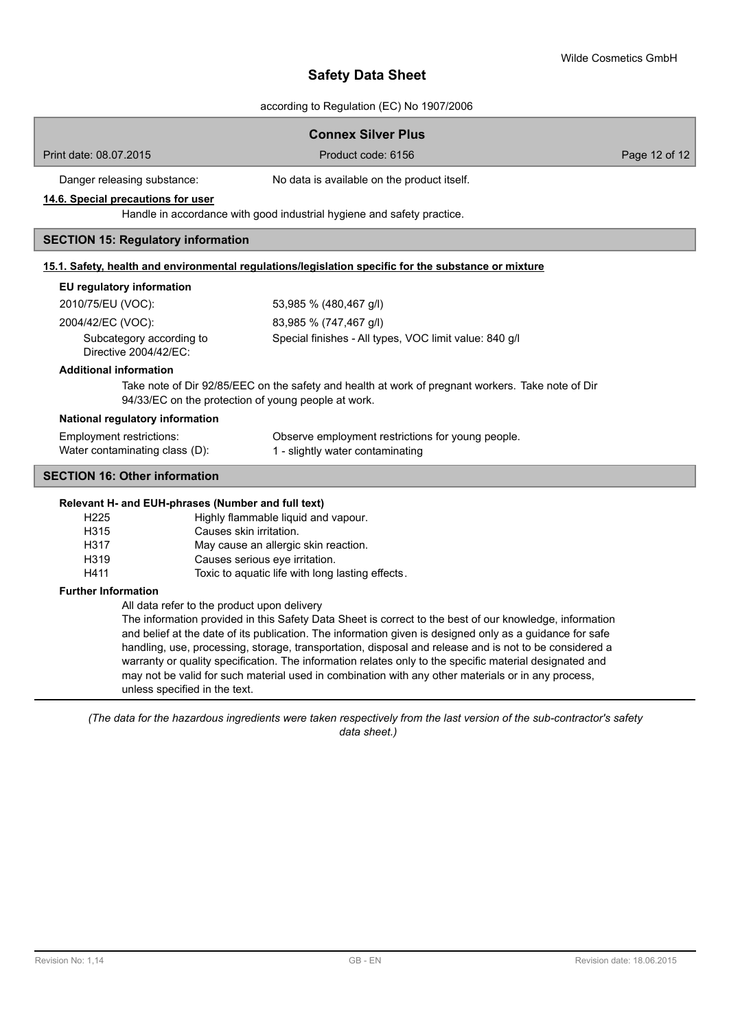Danger releasing substance: No data is available on the product itself.

**14.6. Special precautions for user**

Handle in accordance with good industrial hygiene and safety practice.

## SECTION 15: Regulatory information

**15.1. Safety, health and environmental regulations/legislation specific for the substance or mixture**

**EU regulatory information**

| | |
|---|---|
| 2010/75/EU (VOC): | 53,985 % (480,467 g/l) |
| 2004/42/EC (VOC): | 83,985 % (747,467 g/l) |
| Subcategory according to Directive 2004/42/EC: | Special finishes - All types, VOC limit value: 840 g/l |

**Additional information**

Take note of Dir 92/85/EEC on the safety and health at work of pregnant workers. Take note of Dir 94/33/EC on the protection of young people at work.

**National regulatory information**

| | |
|---|---|
| Employment restrictions: | Observe employment restrictions for young people. |
| Water contaminating class (D): | 1 - slightly water contaminating |

## SECTION 16: Other information

**Relevant H- and EUH-phrases (Number and full text)**

| | |
|---|---|
| H225 | Highly flammable liquid and vapour. |
| H315 | Causes skin irritation. |
| H317 | May cause an allergic skin reaction. |
| H319 | Causes serious eye irritation. |
| H411 | Toxic to aquatic life with long lasting effects. |

**Further Information**

All data refer to the product upon delivery

The information provided in this Safety Data Sheet is correct to the best of our knowledge, information and belief at the date of its publication. The information given is designed only as a guidance for safe handling, use, processing, storage, transportation, disposal and release and is not to be considered a warranty or quality specification. The information relates only to the specific material designated and may not be valid for such material used in combination with any other materials or in any process, unless specified in the text.

*(The data for the hazardous ingredients were taken respectively from the last version of the sub-contractor's safety data sheet.)*